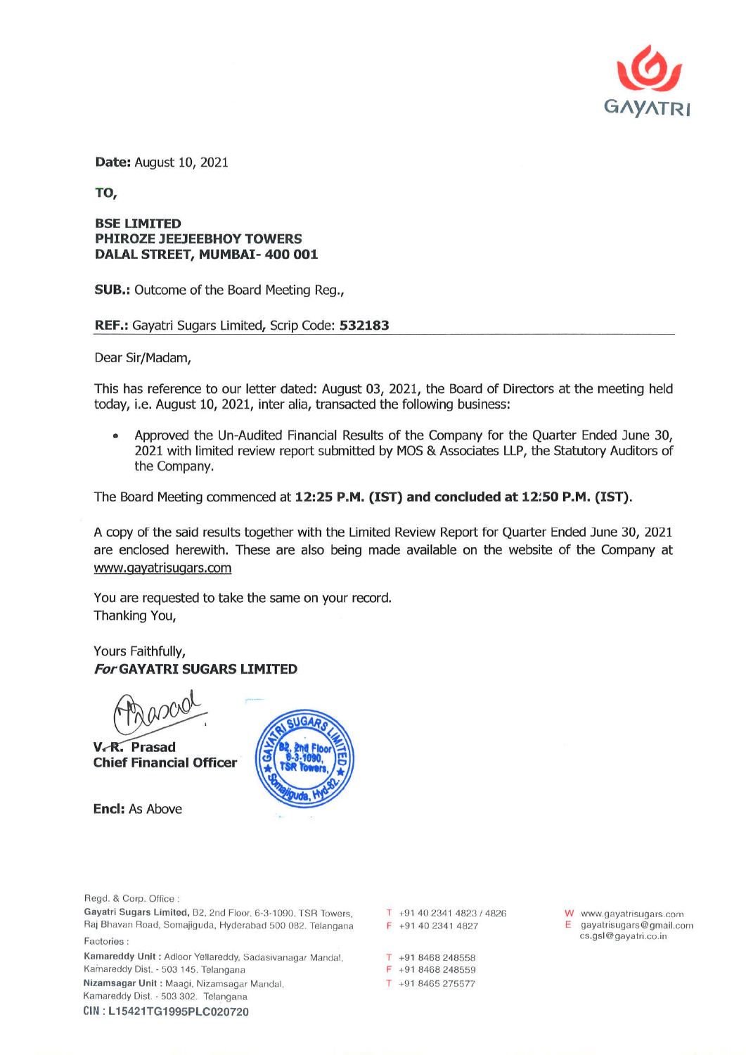GAYATRI

**Date:** August 10, 2021

**TO,**

**BSE LIMITED**
**PHIROZE JEEJEEBHOY TOWERS**
**DALAL STREET, MUMBAI- 400 001**

**SUB.:** Outcome of the Board Meeting Reg.,

**REF.:** Gayatri Sugars Limited, Scrip Code: **532183**

Dear Sir/Madam,

This has reference to our letter dated: August 03, 2021, the Board of Directors at the meeting held today, i.e. August 10, 2021, inter alia, transacted the following business:

- Approved the Un-Audited Financial Results of the Company for the Quarter Ended June 30, 2021 with limited review report submitted by MOS & Associates LLP, the Statutory Auditors of the Company.

The Board Meeting commenced at **12:25 P.M. (IST) and concluded at 12:50 P.M. (IST).**

A copy of the said results together with the Limited Review Report for Quarter Ended June 30, 2021 are enclosed herewith. These are also being made available on the website of the Company at www.gayatrisugars.com

You are requested to take the same on your record.
Thanking You,

Yours Faithfully,
***For* GAYATRI SUGARS LIMITED**

**V. R. Prasad**
**Chief Financial Officer**

**Encl:** As Above

Regd. & Corp. Office :
**Gayatri Sugars Limited,** B2, 2nd Floor, 6-3-1090, TSR Towers, Raj Bhavan Road, Somajiguda, Hyderabad 500 082. Telangana
T +91 40 2341 4823 / 4826
F +91 40 2341 4827
W www.gayatrisugars.com
E gayatrisugars@gmail.com
cs.gsl@gayatri.co.in

Factories :
**Kamareddy Unit :** Adloor Yellareddy, Sadasivanagar Mandal, Kamareddy Dist. - 503 145. Telangana
T +91 8468 248558
F +91 8468 248559
**Nizamsagar Unit :** Maagi, Nizamsagar Mandal, Kamareddy Dist. - 503 302. Telangana
T +91 8465 275577

**CIN : L15421TG1995PLC020720**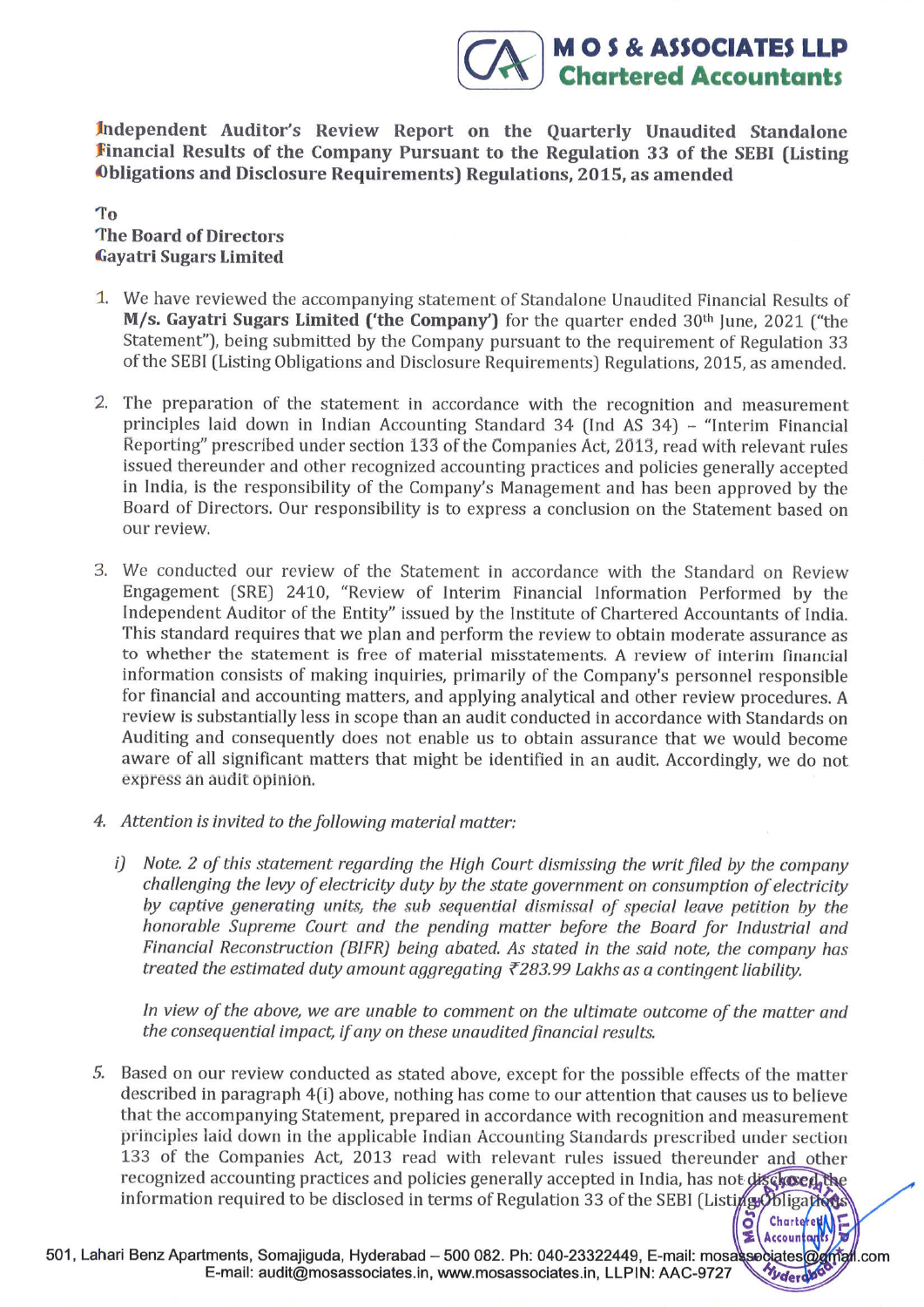**M O S & ASSOCIATES LLP**
**Chartered Accountants**

**Independent Auditor's Review Report on the Quarterly Unaudited Standalone Financial Results of the Company Pursuant to the Regulation 33 of the SEBI (Listing Obligations and Disclosure Requirements) Regulations, 2015, as amended**

**To**
**The Board of Directors**
**Gayatri Sugars Limited**

1. We have reviewed the accompanying statement of Standalone Unaudited Financial Results of **M/s. Gayatri Sugars Limited ('the Company')** for the quarter ended 30th June, 2021 ("the Statement"), being submitted by the Company pursuant to the requirement of Regulation 33 of the SEBI (Listing Obligations and Disclosure Requirements) Regulations, 2015, as amended.

2. The preparation of the statement in accordance with the recognition and measurement principles laid down in Indian Accounting Standard 34 (Ind AS 34) – "Interim Financial Reporting" prescribed under section 133 of the Companies Act, 2013, read with relevant rules issued thereunder and other recognized accounting practices and policies generally accepted in India, is the responsibility of the Company's Management and has been approved by the Board of Directors. Our responsibility is to express a conclusion on the Statement based on our review.

3. We conducted our review of the Statement in accordance with the Standard on Review Engagement (SRE) 2410, "Review of Interim Financial Information Performed by the Independent Auditor of the Entity" issued by the Institute of Chartered Accountants of India. This standard requires that we plan and perform the review to obtain moderate assurance as to whether the statement is free of material misstatements. A review of interim financial information consists of making inquiries, primarily of the Company's personnel responsible for financial and accounting matters, and applying analytical and other review procedures. A review is substantially less in scope than an audit conducted in accordance with Standards on Auditing and consequently does not enable us to obtain assurance that we would become aware of all significant matters that might be identified in an audit. Accordingly, we do not express an audit opinion.

4. *Attention is invited to the following material matter:*

   i) *Note. 2 of this statement regarding the High Court dismissing the writ filed by the company challenging the levy of electricity duty by the state government on consumption of electricity by captive generating units, the sub sequential dismissal of special leave petition by the honorable Supreme Court and the pending matter before the Board for Industrial and Financial Reconstruction (BIFR) being abated. As stated in the said note, the company has treated the estimated duty amount aggregating ₹283.99 Lakhs as a contingent liability.*

   *In view of the above, we are unable to comment on the ultimate outcome of the matter and the consequential impact, if any on these unaudited financial results.*

5. Based on our review conducted as stated above, except for the possible effects of the matter described in paragraph 4(i) above, nothing has come to our attention that causes us to believe that the accompanying Statement, prepared in accordance with recognition and measurement principles laid down in the applicable Indian Accounting Standards prescribed under section 133 of the Companies Act, 2013 read with relevant rules issued thereunder and other recognized accounting practices and policies generally accepted in India, has not disclosed the information required to be disclosed in terms of Regulation 33 of the SEBI (Listing Obligations

501, Lahari Benz Apartments, Somajiguda, Hyderabad – 500 082. Ph: 040-23322449, E-mail: mosassociates@gmail.com
E-mail: audit@mosassociates.in, www.mosassociates.in, LLPIN: AAC-9727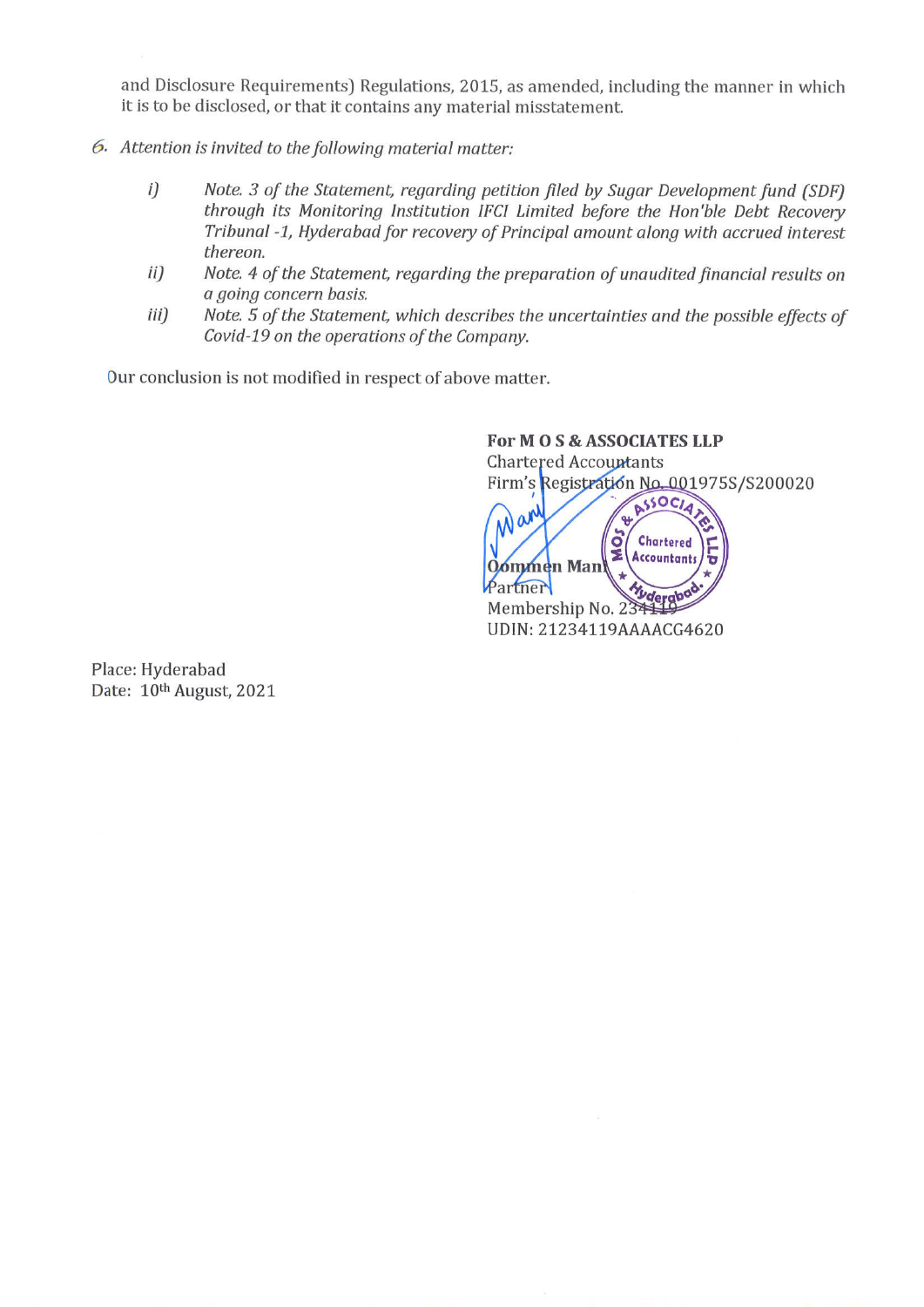and Disclosure Requirements) Regulations, 2015, as amended, including the manner in which it is to be disclosed, or that it contains any material misstatement.

6. *Attention is invited to the following material matter:*

   i) *Note. 3 of the Statement, regarding petition filed by Sugar Development fund (SDF) through its Monitoring Institution IFCI Limited before the Hon'ble Debt Recovery Tribunal -1, Hyderabad for recovery of Principal amount along with accrued interest thereon.*

   ii) *Note. 4 of the Statement, regarding the preparation of unaudited financial results on a going concern basis.*

   iii) *Note. 5 of the Statement, which describes the uncertainties and the possible effects of Covid-19 on the operations of the Company.*

Our conclusion is not modified in respect of above matter.

**For M O S & ASSOCIATES LLP**
Chartered Accountants
Firm's Registration No. 001975S/S200020

**Oommen Mani**
Partner
Membership No. 234119
UDIN: 21234119AAAACG4620

Place: Hyderabad
Date: 10th August, 2021